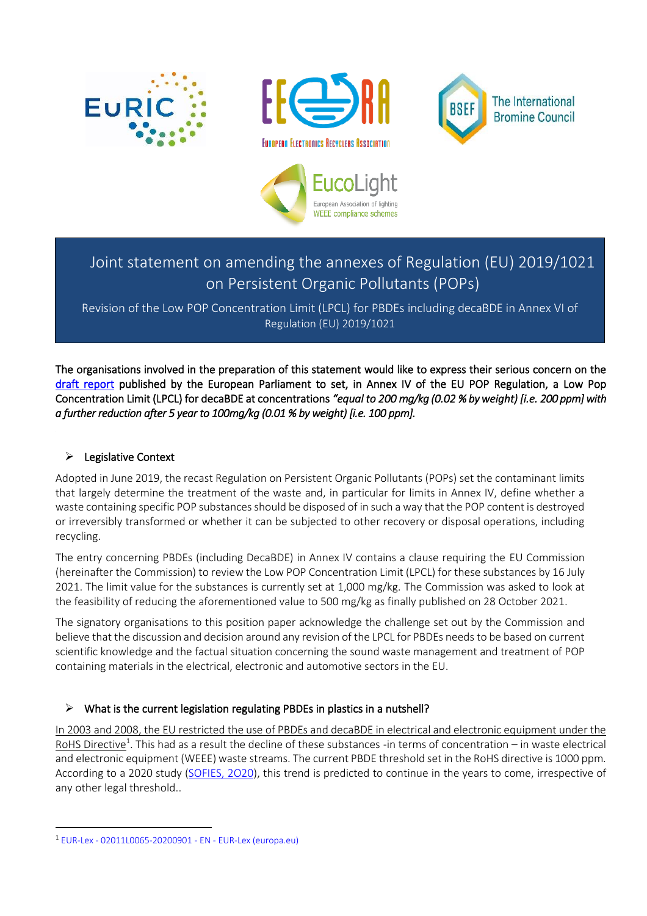# Joint statement on amending the annexes of Regulation (EU) 2019/1021 on Persistent Organic Pollutants (POPs)

Revision of the Low POP Concentration Limit (LPCL) for PBDEs including decaBDE in Annex VI of Regulation (EU) 2019/1021

**The organisations involved in the preparation of this statement would like to express their serious concern on the draft report published by the European Parliament to set, in Annex IV of the EU POP Regulation, a Low Pop Concentration Limit (LPCL) for decaBDE at concentrations *"equal to 200 mg/kg (0.02 % by weight) [i.e. 200 ppm] with a further reduction after 5 year to 100mg/kg (0.01 % by weight) [i.e. 100 ppm].***

## Legislative Context

Adopted in June 2019, the recast Regulation on Persistent Organic Pollutants (POPs) set the contaminant limits that largely determine the treatment of the waste and, in particular for limits in Annex IV, define whether a waste containing specific POP substances should be disposed of in such a way that the POP content is destroyed or irreversibly transformed or whether it can be subjected to other recovery or disposal operations, including recycling.

The entry concerning PBDEs (including DecaBDE) in Annex IV contains a clause requiring the EU Commission (hereinafter the Commission) to review the Low POP Concentration Limit (LPCL) for these substances by 16 July 2021. The limit value for the substances is currently set at 1,000 mg/kg. The Commission was asked to look at the feasibility of reducing the aforementioned value to 500 mg/kg as finally published on 28 October 2021.

The signatory organisations to this position paper acknowledge the challenge set out by the Commission and believe that the discussion and decision around any revision of the LPCL for PBDEs needs to be based on current scientific knowledge and the factual situation concerning the sound waste management and treatment of POP containing materials in the electrical, electronic and automotive sectors in the EU.

## What is the current legislation regulating PBDEs in plastics in a nutshell?

In 2003 and 2008, the EU restricted the use of PBDEs and decaBDE in electrical and electronic equipment under the RoHS Directive[1]. This had as a result the decline of these substances -in terms of concentration – in waste electrical and electronic equipment (WEEE) waste streams. The current PBDE threshold set in the RoHS directive is 1000 ppm. According to a 2020 study (SOFIES, 2020), this trend is predicted to continue in the years to come, irrespective of any other legal threshold..

[1] EUR-Lex - 02011L0065-20200901 - EN - EUR-Lex (europa.eu)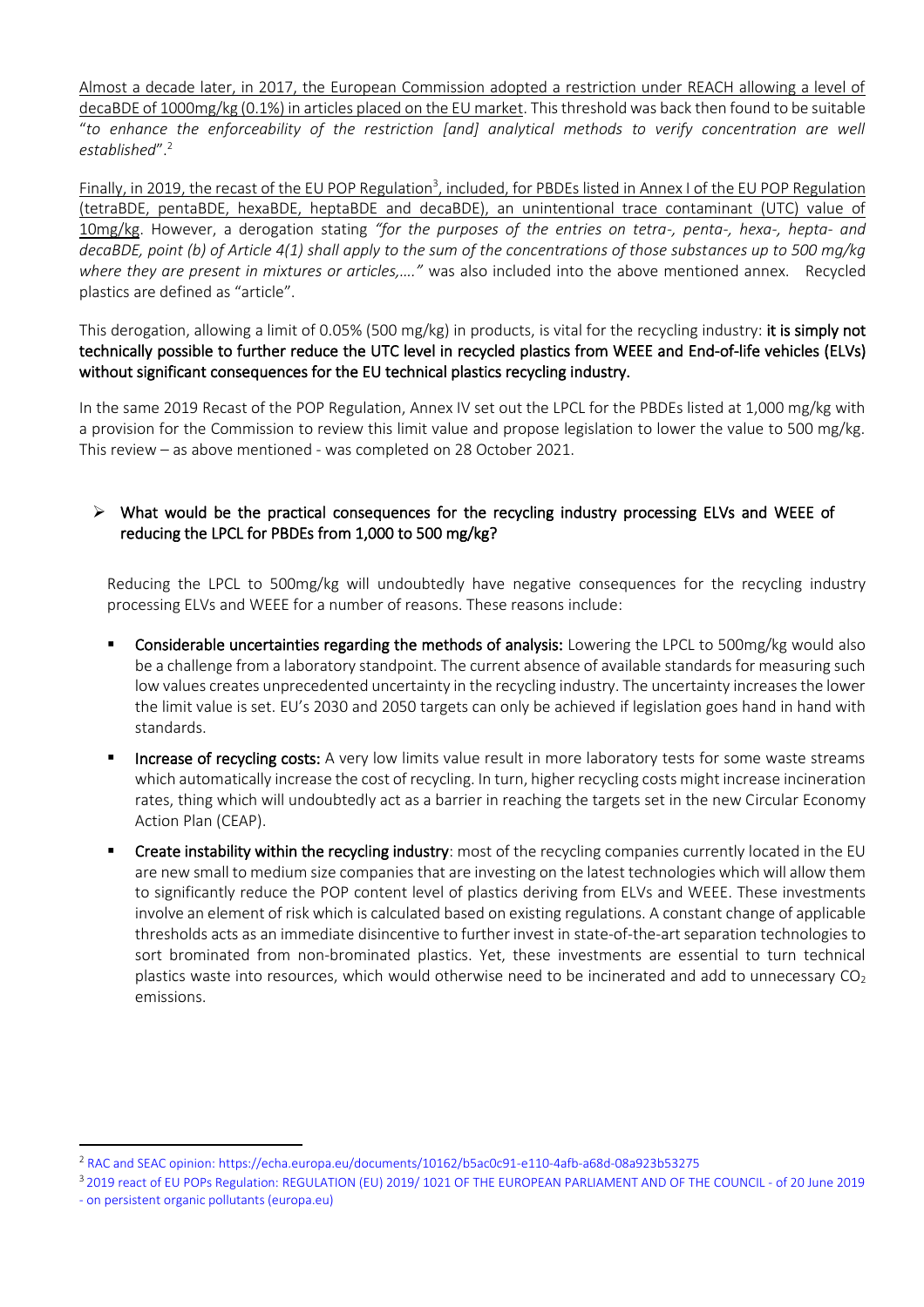Almost a decade later, in 2017, the European Commission adopted a restriction under REACH allowing a level of decaBDE of 1000mg/kg (0.1%) in articles placed on the EU market. This threshold was back then found to be suitable "*to enhance the enforceability of the restriction [and] analytical methods to verify concentration are well established*".[2]

Finally, in 2019, the recast of the EU POP Regulation[3], included, for PBDEs listed in Annex I of the EU POP Regulation (tetraBDE, pentaBDE, hexaBDE, heptaBDE and decaBDE), an unintentional trace contaminant (UTC) value of 10mg/kg. However, a derogation stating *"for the purposes of the entries on tetra-, penta-, hexa-, hepta- and decaBDE, point (b) of Article 4(1) shall apply to the sum of the concentrations of those substances up to 500 mg/kg where they are present in mixtures or articles,…."* was also included into the above mentioned annex. Recycled plastics are defined as "article".

This derogation, allowing a limit of 0.05% (500 mg/kg) in products, is vital for the recycling industry: **it is simply not technically possible to further reduce the UTC level in recycled plastics from WEEE and End-of-life vehicles (ELVs) without significant consequences for the EU technical plastics recycling industry.**

In the same 2019 Recast of the POP Regulation, Annex IV set out the LPCL for the PBDEs listed at 1,000 mg/kg with a provision for the Commission to review this limit value and propose legislation to lower the value to 500 mg/kg. This review – as above mentioned - was completed on 28 October 2021.

- **What would be the practical consequences for the recycling industry processing ELVs and WEEE of reducing the LPCL for PBDEs from 1,000 to 500 mg/kg?**

  Reducing the LPCL to 500mg/kg will undoubtedly have negative consequences for the recycling industry processing ELVs and WEEE for a number of reasons. These reasons include:

  - **Considerable uncertainties regarding the methods of analysis:** Lowering the LPCL to 500mg/kg would also be a challenge from a laboratory standpoint. The current absence of available standards for measuring such low values creates unprecedented uncertainty in the recycling industry. The uncertainty increases the lower the limit value is set. EU's 2030 and 2050 targets can only be achieved if legislation goes hand in hand with standards.
  - **Increase of recycling costs:** A very low limits value result in more laboratory tests for some waste streams which automatically increase the cost of recycling. In turn, higher recycling costs might increase incineration rates, thing which will undoubtedly act as a barrier in reaching the targets set in the new Circular Economy Action Plan (CEAP).
  - **Create instability within the recycling industry**: most of the recycling companies currently located in the EU are new small to medium size companies that are investing on the latest technologies which will allow them to significantly reduce the POP content level of plastics deriving from ELVs and WEEE. These investments involve an element of risk which is calculated based on existing regulations. A constant change of applicable thresholds acts as an immediate disincentive to further invest in state-of-the-art separation technologies to sort brominated from non-brominated plastics. Yet, these investments are essential to turn technical plastics waste into resources, which would otherwise need to be incinerated and add to unnecessary $CO_2$ emissions.

[2] RAC and SEAC opinion: https://echa.europa.eu/documents/10162/b5ac0c91-e110-4afb-a68d-08a923b53275

[3] 2019 react of EU POPs Regulation: REGULATION (EU) 2019/ 1021 OF THE EUROPEAN PARLIAMENT AND OF THE COUNCIL - of 20 June 2019 - on persistent organic pollutants (europa.eu)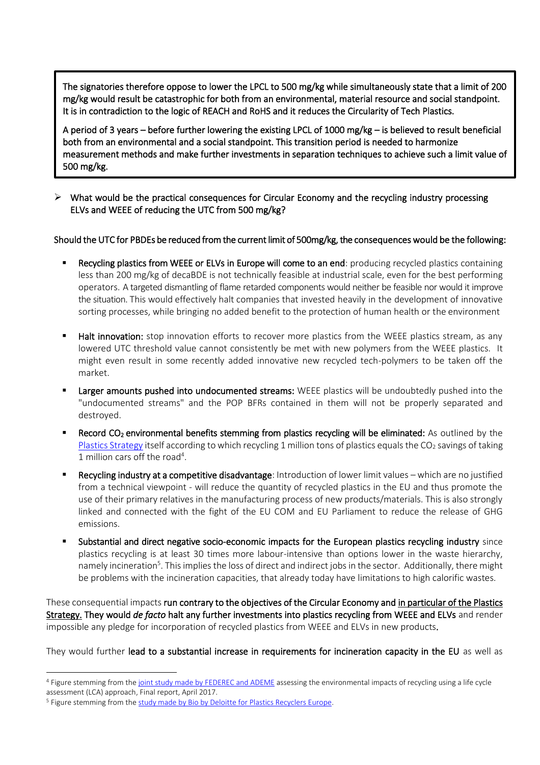> The signatories therefore oppose to lower the LPCL to 500 mg/kg while simultaneously state that a limit of 200 mg/kg would result be catastrophic for both from an environmental, material resource and social standpoint. It is in contradiction to the logic of REACH and RoHS and it reduces the Circularity of Tech Plastics.
>
> A period of 3 years – before further lowering the existing LPCL of 1000 mg/kg – is believed to result beneficial both from an environmental and a social standpoint. This transition period is needed to harmonize measurement methods and make further investments in separation techniques to achieve such a limit value of 500 mg/kg.

- What would be the practical consequences for Circular Economy and the recycling industry processing ELVs and WEEE of reducing the UTC from 500 mg/kg?

Should the UTC for PBDEs be reduced from the current limit of 500mg/kg, the consequences would be the following:

- **Recycling plastics from WEEE or ELVs in Europe will come to an end**: producing recycled plastics containing less than 200 mg/kg of decaBDE is not technically feasible at industrial scale, even for the best performing operators. A targeted dismantling of flame retarded components would neither be feasible nor would it improve the situation. This would effectively halt companies that invested heavily in the development of innovative sorting processes, while bringing no added benefit to the protection of human health or the environment
- **Halt innovation:** stop innovation efforts to recover more plastics from the WEEE plastics stream, as any lowered UTC threshold value cannot consistently be met with new polymers from the WEEE plastics. It might even result in some recently added innovative new recycled tech-polymers to be taken off the market.
- **Larger amounts pushed into undocumented streams:** WEEE plastics will be undoubtedly pushed into the "undocumented streams" and the POP BFRs contained in them will not be properly separated and destroyed.
- **Record $CO_2$ environmental benefits stemming from plastics recycling will be eliminated:** As outlined by the Plastics Strategy itself according to which recycling 1 million tons of plastics equals the $CO_2$ savings of taking 1 million cars off the road[4].
- **Recycling industry at a competitive disadvantage**: Introduction of lower limit values – which are no justified from a technical viewpoint - will reduce the quantity of recycled plastics in the EU and thus promote the use of their primary relatives in the manufacturing process of new products/materials. This is also strongly linked and connected with the fight of the EU COM and EU Parliament to reduce the release of GHG emissions.
- **Substantial and direct negative socio-economic impacts for the European plastics recycling industry** since plastics recycling is at least 30 times more labour-intensive than options lower in the waste hierarchy, namely incineration[5]. This implies the loss of direct and indirect jobs in the sector. Additionally, there might be problems with the incineration capacities, that already today have limitations to high calorific wastes.

These consequential impacts **run contrary to the objectives of the Circular Economy and in particular of the Plastics Strategy. They would *de facto* halt any further investments into plastics recycling from WEEE and ELVs** and render impossible any pledge for incorporation of recycled plastics from WEEE and ELVs in new products.

They would further **lead to a substantial increase in requirements for incineration capacity in the EU** as well as

---

[4] Figure stemming from the joint study made by FEDEREC and ADEME assessing the environmental impacts of recycling using a life cycle assessment (LCA) approach, Final report, April 2017.

[5] Figure stemming from the study made by Bio by Deloitte for Plastics Recyclers Europe.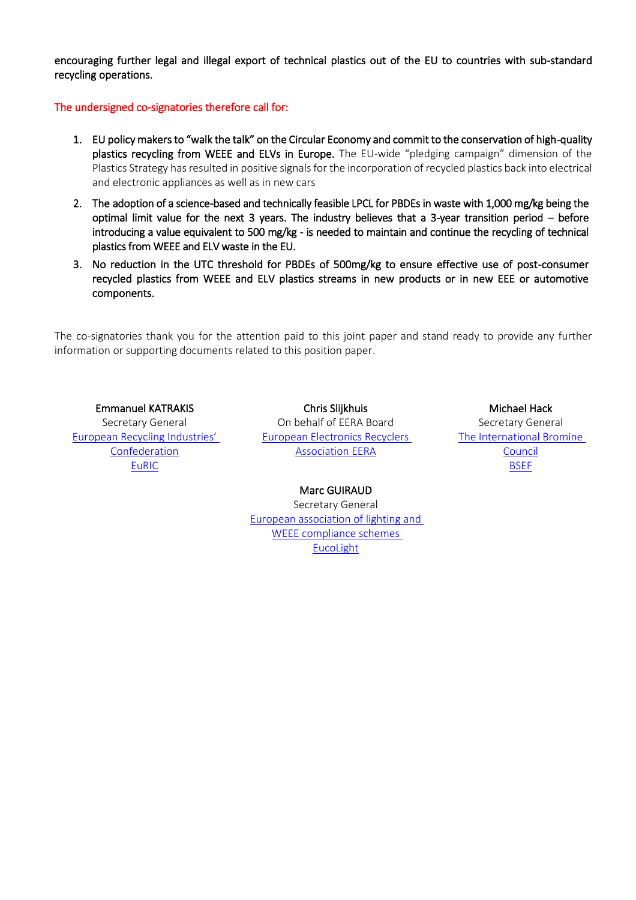encouraging further legal and illegal export of technical plastics out of the EU to countries with sub-standard recycling operations.

The undersigned co-signatories therefore call for:

1. **EU policy makers to "walk the talk" on the Circular Economy and commit to the conservation of high-quality plastics recycling from WEEE and ELVs in Europe.** The EU-wide "pledging campaign" dimension of the Plastics Strategy has resulted in positive signals for the incorporation of recycled plastics back into electrical and electronic appliances as well as in new cars
2. **The adoption of a science-based and technically feasible LPCL for PBDEs in waste with 1,000 mg/kg being the optimal limit value for the next 3 years. The industry believes that a 3-year transition period – before introducing a value equivalent to 500 mg/kg - is needed to maintain and continue the recycling of technical plastics from WEEE and ELV waste in the EU.**
3. **No reduction in the UTC threshold for PBDEs of 500mg/kg to ensure effective use of post-consumer recycled plastics from WEEE and ELV plastics streams in new products or in new EEE or automotive components.**

The co-signatories thank you for the attention paid to this joint paper and stand ready to provide any further information or supporting documents related to this position paper.

Emmanuel KATRAKIS
Secretary General
European Recycling Industries' Confederation
EuRIC

Chris Slijkhuis
On behalf of EERA Board
European Electronics Recyclers Association EERA

Michael Hack
Secretary General
The International Bromine Council
BSEF

Marc GUIRAUD
Secretary General
European association of lighting and WEEE compliance schemes
EucoLight